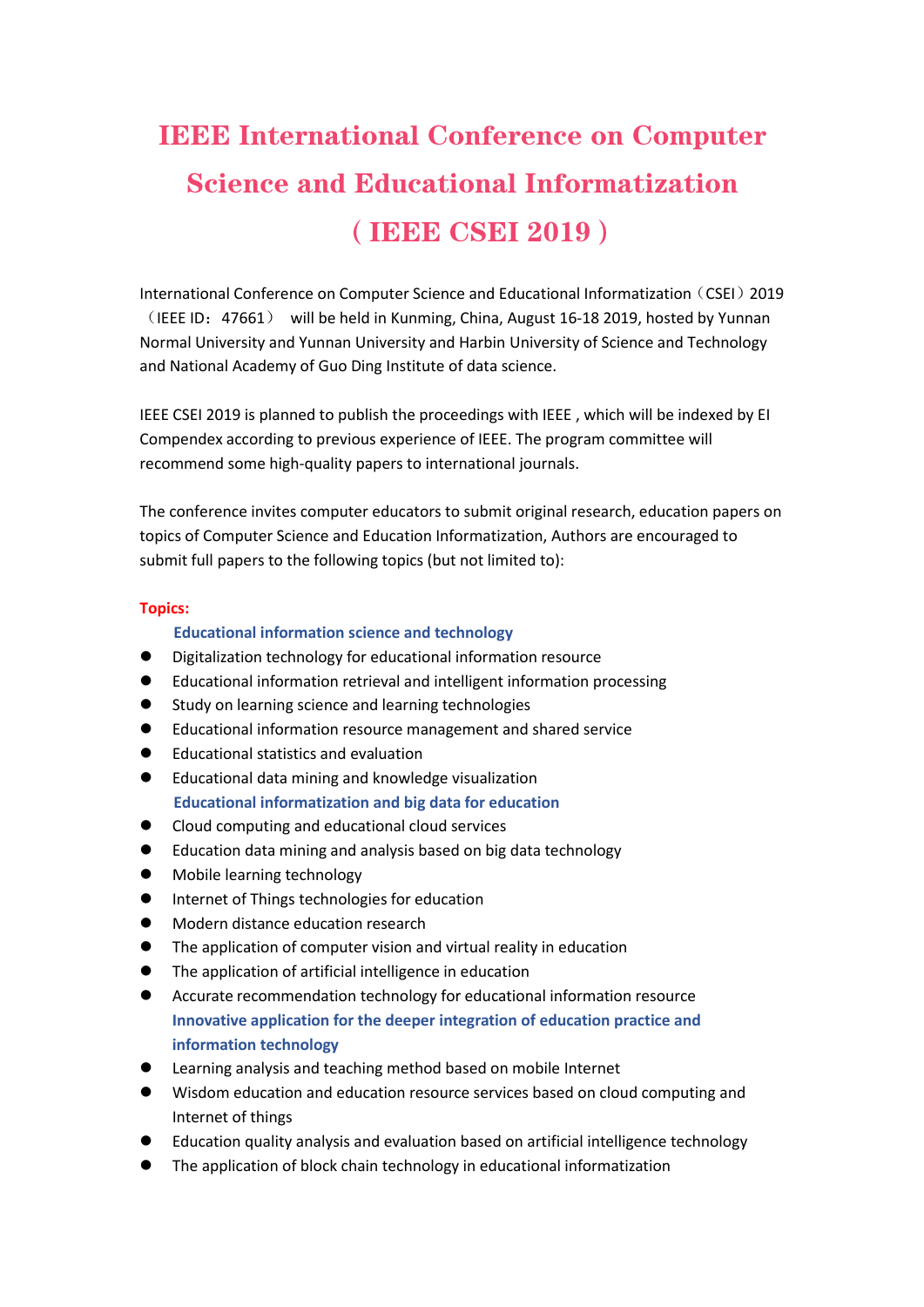# IEEE International Conference on Computer Science and Educational Informatization ( IEEE CSEI 2019 )

International Conference on Computer Science and Educational Informatization（CSEI）2019（IEEE ID：47661） will be held in Kunming, China, August 16-18 2019, hosted by Yunnan Normal University and Yunnan University and Harbin University of Science and Technology and National Academy of Guo Ding Institute of data science.

IEEE CSEI 2019 is planned to publish the proceedings with IEEE , which will be indexed by EI Compendex according to previous experience of IEEE. The program committee will recommend some high-quality papers to international journals.

The conference invites computer educators to submit original research, education papers on topics of Computer Science and Education Informatization, Authors are encouraged to submit full papers to the following topics (but not limited to):

**Topics:**

**Educational information science and technology**

- Digitalization technology for educational information resource
- Educational information retrieval and intelligent information processing
- Study on learning science and learning technologies
- Educational information resource management and shared service
- Educational statistics and evaluation
- Educational data mining and knowledge visualization

**Educational informatization and big data for education**

- Cloud computing and educational cloud services
- Education data mining and analysis based on big data technology
- Mobile learning technology
- Internet of Things technologies for education
- Modern distance education research
- The application of computer vision and virtual reality in education
- The application of artificial intelligence in education
- Accurate recommendation technology for educational information resource

**Innovative application for the deeper integration of education practice and information technology**

- Learning analysis and teaching method based on mobile Internet
- Wisdom education and education resource services based on cloud computing and Internet of things
- Education quality analysis and evaluation based on artificial intelligence technology
- The application of block chain technology in educational informatization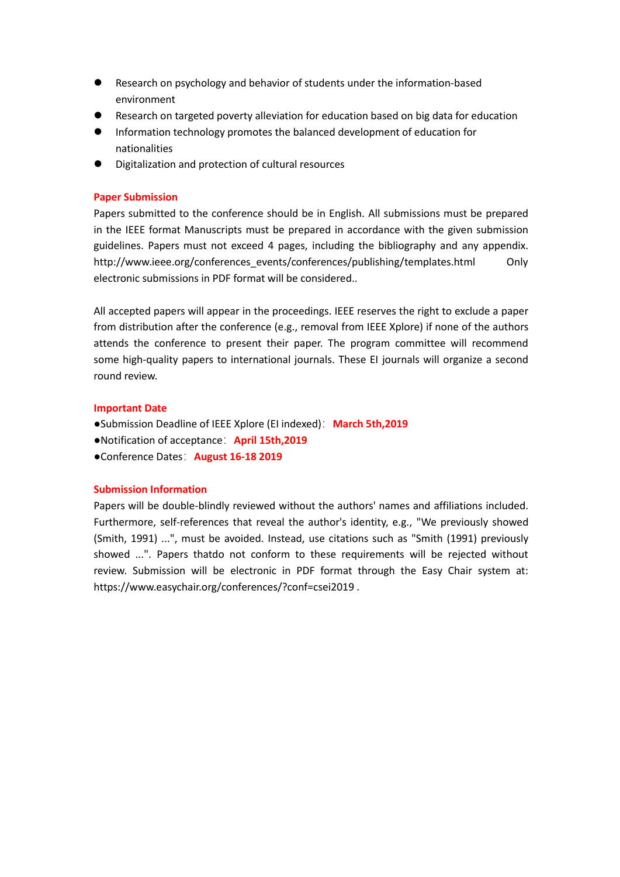- Research on psychology and behavior of students under the information-based environment
- Research on targeted poverty alleviation for education based on big data for education
- Information technology promotes the balanced development of education for nationalities
- Digitalization and protection of cultural resources

**Paper Submission**

Papers submitted to the conference should be in English. All submissions must be prepared in the IEEE format Manuscripts must be prepared in accordance with the given submission guidelines. Papers must not exceed 4 pages, including the bibliography and any appendix. http://www.ieee.org/conferences_events/conferences/publishing/templates.html Only electronic submissions in PDF format will be considered..

All accepted papers will appear in the proceedings. IEEE reserves the right to exclude a paper from distribution after the conference (e.g., removal from IEEE Xplore) if none of the authors attends the conference to present their paper. The program committee will recommend some high-quality papers to international journals. These EI journals will organize a second round review.

**Important Date**

●Submission Deadline of IEEE Xplore (EI indexed)： **March 5th,2019**
●Notification of acceptance： **April 15th,2019**
●Conference Dates： **August 16-18 2019**

**Submission Information**

Papers will be double-blindly reviewed without the authors' names and affiliations included. Furthermore, self-references that reveal the author's identity, e.g., "We previously showed (Smith, 1991) ...", must be avoided. Instead, use citations such as "Smith (1991) previously showed ...". Papers thatdo not conform to these requirements will be rejected without review. Submission will be electronic in PDF format through the Easy Chair system at: https://www.easychair.org/conferences/?conf=csei2019 .